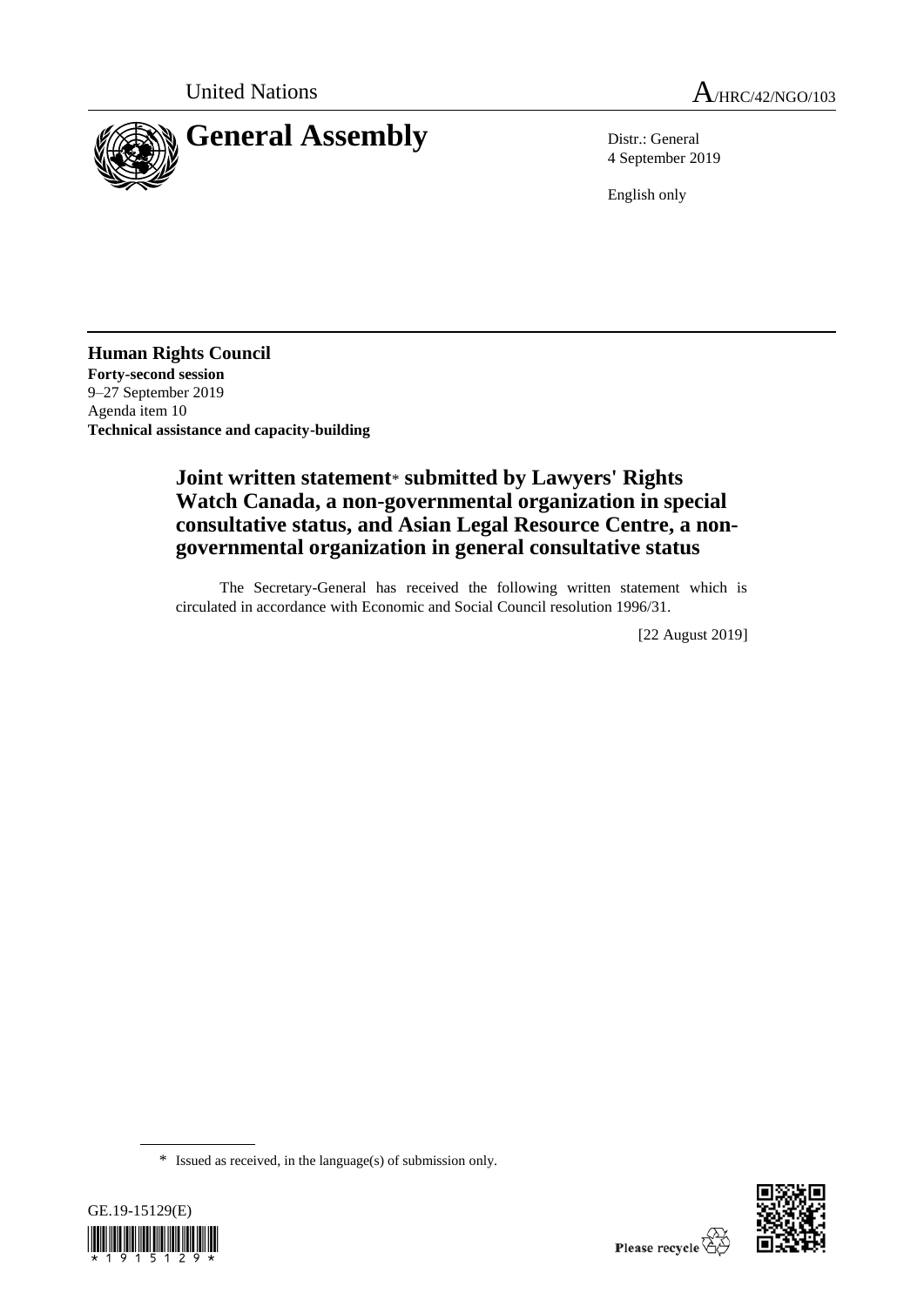United Nations A/HRC/42/NGO/103

# General Assembly

Distr.: General
4 September 2019

English only

**Human Rights Council**
**Forty-second session**
9–27 September 2019
Agenda item 10
**Technical assistance and capacity-building**

## Joint written statement* submitted by Lawyers' Rights Watch Canada, a non-governmental organization in special consultative status, and Asian Legal Resource Centre, a non-governmental organization in general consultative status

The Secretary-General has received the following written statement which is circulated in accordance with Economic and Social Council resolution 1996/31.

[22 August 2019]

\* Issued as received, in the language(s) of submission only.

GE.19-15129(E)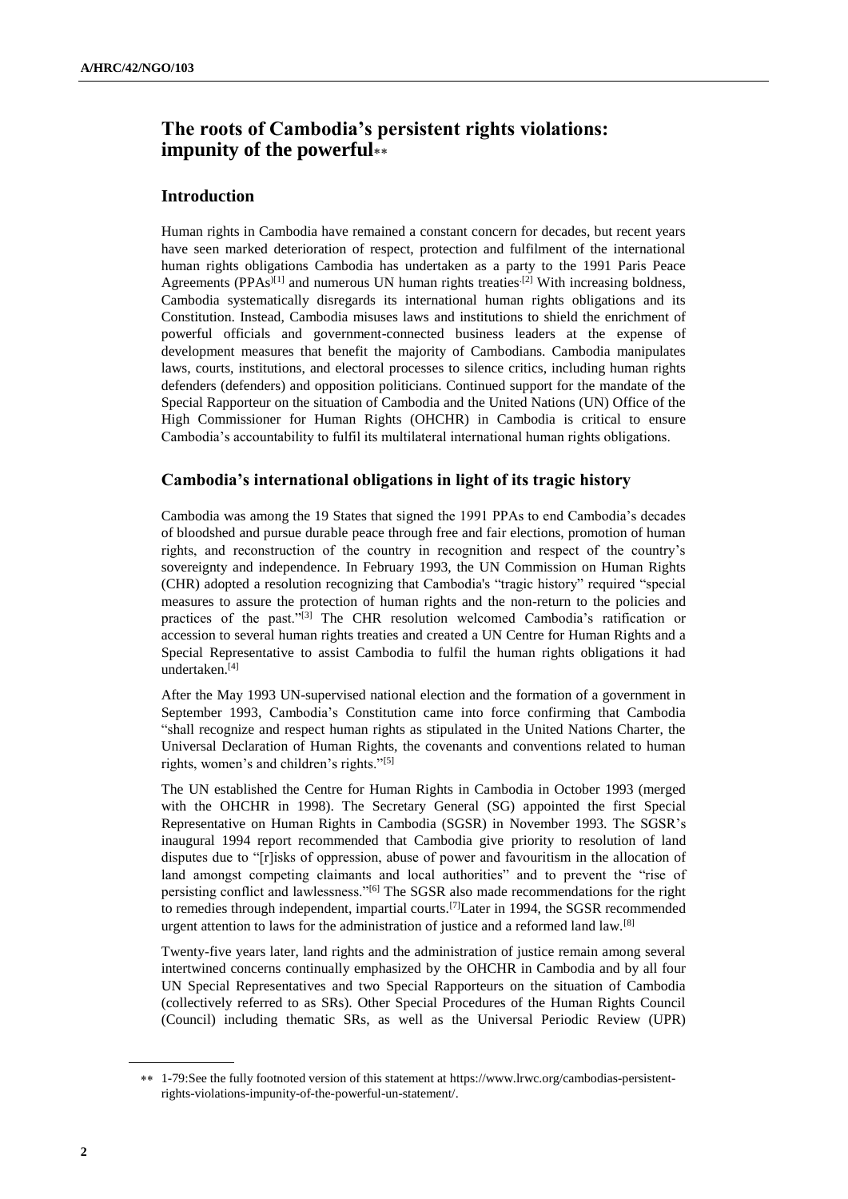# The roots of Cambodia's persistent rights violations: impunity of the powerful**

## Introduction

Human rights in Cambodia have remained a constant concern for decades, but recent years have seen marked deterioration of respect, protection and fulfilment of the international human rights obligations Cambodia has undertaken as a party to the 1991 Paris Peace Agreements (PPAs)[1] and numerous UN human rights treaties.[2] With increasing boldness, Cambodia systematically disregards its international human rights obligations and its Constitution. Instead, Cambodia misuses laws and institutions to shield the enrichment of powerful officials and government-connected business leaders at the expense of development measures that benefit the majority of Cambodians. Cambodia manipulates laws, courts, institutions, and electoral processes to silence critics, including human rights defenders (defenders) and opposition politicians. Continued support for the mandate of the Special Rapporteur on the situation of Cambodia and the United Nations (UN) Office of the High Commissioner for Human Rights (OHCHR) in Cambodia is critical to ensure Cambodia's accountability to fulfil its multilateral international human rights obligations.

## Cambodia's international obligations in light of its tragic history

Cambodia was among the 19 States that signed the 1991 PPAs to end Cambodia's decades of bloodshed and pursue durable peace through free and fair elections, promotion of human rights, and reconstruction of the country in recognition and respect of the country's sovereignty and independence. In February 1993, the UN Commission on Human Rights (CHR) adopted a resolution recognizing that Cambodia's "tragic history" required "special measures to assure the protection of human rights and the non-return to the policies and practices of the past."[3] The CHR resolution welcomed Cambodia's ratification or accession to several human rights treaties and created a UN Centre for Human Rights and a Special Representative to assist Cambodia to fulfil the human rights obligations it had undertaken.[4]

After the May 1993 UN-supervised national election and the formation of a government in September 1993, Cambodia's Constitution came into force confirming that Cambodia "shall recognize and respect human rights as stipulated in the United Nations Charter, the Universal Declaration of Human Rights, the covenants and conventions related to human rights, women's and children's rights."[5]

The UN established the Centre for Human Rights in Cambodia in October 1993 (merged with the OHCHR in 1998). The Secretary General (SG) appointed the first Special Representative on Human Rights in Cambodia (SGSR) in November 1993. The SGSR's inaugural 1994 report recommended that Cambodia give priority to resolution of land disputes due to "[r]isks of oppression, abuse of power and favouritism in the allocation of land amongst competing claimants and local authorities" and to prevent the "rise of persisting conflict and lawlessness."[6] The SGSR also made recommendations for the right to remedies through independent, impartial courts.[7] Later in 1994, the SGSR recommended urgent attention to laws for the administration of justice and a reformed land law.[8]

Twenty-five years later, land rights and the administration of justice remain among several intertwined concerns continually emphasized by the OHCHR in Cambodia and by all four UN Special Representatives and two Special Rapporteurs on the situation of Cambodia (collectively referred to as SRs). Other Special Procedures of the Human Rights Council (Council) including thematic SRs, as well as the Universal Periodic Review (UPR)

** 1-79:See the fully footnoted version of this statement at https://www.lrwc.org/cambodias-persistent-rights-violations-impunity-of-the-powerful-un-statement/.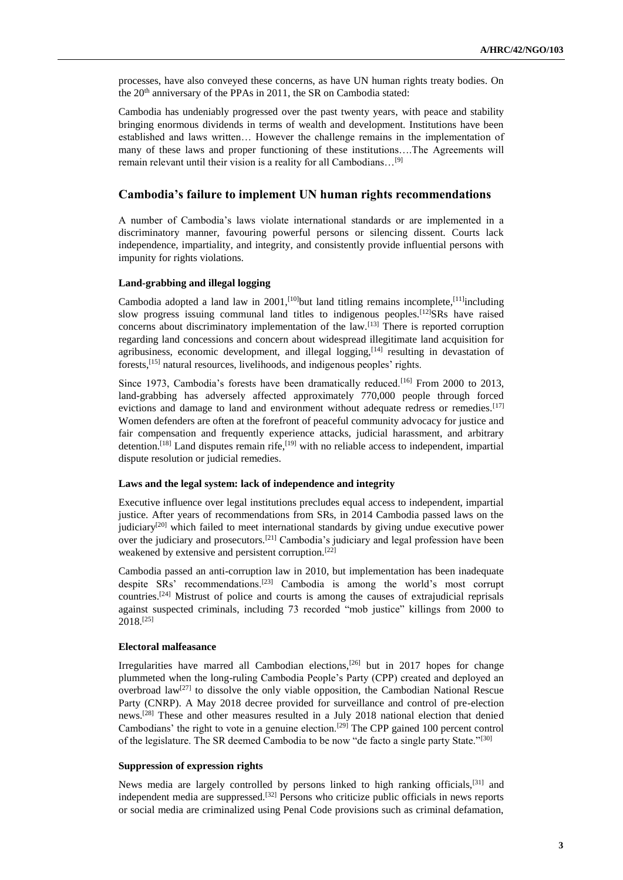processes, have also conveyed these concerns, as have UN human rights treaty bodies. On the 20th anniversary of the PPAs in 2011, the SR on Cambodia stated:

Cambodia has undeniably progressed over the past twenty years, with peace and stability bringing enormous dividends in terms of wealth and development. Institutions have been established and laws written… However the challenge remains in the implementation of many of these laws and proper functioning of these institutions….The Agreements will remain relevant until their vision is a reality for all Cambodians…[9]

## Cambodia's failure to implement UN human rights recommendations

A number of Cambodia's laws violate international standards or are implemented in a discriminatory manner, favouring powerful persons or silencing dissent. Courts lack independence, impartiality, and integrity, and consistently provide influential persons with impunity for rights violations.

### Land-grabbing and illegal logging

Cambodia adopted a land law in 2001,[10]but land titling remains incomplete,[11]including slow progress issuing communal land titles to indigenous peoples.[12]SRs have raised concerns about discriminatory implementation of the law.[13] There is reported corruption regarding land concessions and concern about widespread illegitimate land acquisition for agribusiness, economic development, and illegal logging,[14] resulting in devastation of forests,[15] natural resources, livelihoods, and indigenous peoples' rights.

Since 1973, Cambodia's forests have been dramatically reduced.[16] From 2000 to 2013, land-grabbing has adversely affected approximately 770,000 people through forced evictions and damage to land and environment without adequate redress or remedies.[17] Women defenders are often at the forefront of peaceful community advocacy for justice and fair compensation and frequently experience attacks, judicial harassment, and arbitrary detention.[18] Land disputes remain rife,[19] with no reliable access to independent, impartial dispute resolution or judicial remedies.

### Laws and the legal system: lack of independence and integrity

Executive influence over legal institutions precludes equal access to independent, impartial justice. After years of recommendations from SRs, in 2014 Cambodia passed laws on the judiciary[20] which failed to meet international standards by giving undue executive power over the judiciary and prosecutors.[21] Cambodia's judiciary and legal profession have been weakened by extensive and persistent corruption.[22]

Cambodia passed an anti-corruption law in 2010, but implementation has been inadequate despite SRs' recommendations.[23] Cambodia is among the world's most corrupt countries.[24] Mistrust of police and courts is among the causes of extrajudicial reprisals against suspected criminals, including 73 recorded "mob justice" killings from 2000 to 2018.[25]

### Electoral malfeasance

Irregularities have marred all Cambodian elections,[26] but in 2017 hopes for change plummeted when the long-ruling Cambodia People's Party (CPP) created and deployed an overbroad law[27] to dissolve the only viable opposition, the Cambodian National Rescue Party (CNRP). A May 2018 decree provided for surveillance and control of pre-election news.[28] These and other measures resulted in a July 2018 national election that denied Cambodians' the right to vote in a genuine election.[29] The CPP gained 100 percent control of the legislature. The SR deemed Cambodia to be now "de facto a single party State."[30]

### Suppression of expression rights

News media are largely controlled by persons linked to high ranking officials,[31] and independent media are suppressed.[32] Persons who criticize public officials in news reports or social media are criminalized using Penal Code provisions such as criminal defamation,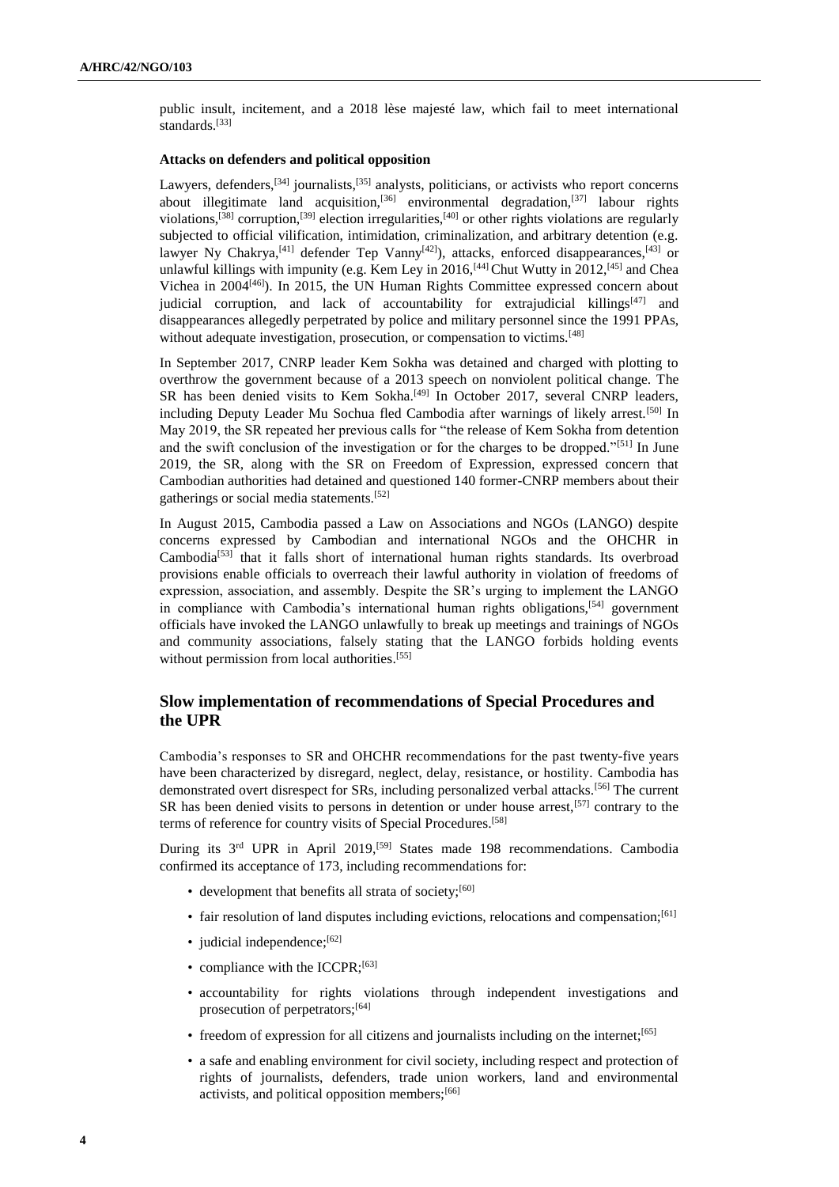public insult, incitement, and a 2018 lèse majesté law, which fail to meet international standards.[33]

**Attacks on defenders and political opposition**

Lawyers, defenders,[34] journalists,[35] analysts, politicians, or activists who report concerns about illegitimate land acquisition,[36] environmental degradation,[37] labour rights violations,[38] corruption,[39] election irregularities,[40] or other rights violations are regularly subjected to official vilification, intimidation, criminalization, and arbitrary detention (e.g. lawyer Ny Chakrya,[41] defender Tep Vanny[42]), attacks, enforced disappearances,[43] or unlawful killings with impunity (e.g. Kem Ley in 2016,[44] Chut Wutty in 2012,[45] and Chea Vichea in 2004[46]). In 2015, the UN Human Rights Committee expressed concern about judicial corruption, and lack of accountability for extrajudicial killings[47] and disappearances allegedly perpetrated by police and military personnel since the 1991 PPAs, without adequate investigation, prosecution, or compensation to victims.[48]

In September 2017, CNRP leader Kem Sokha was detained and charged with plotting to overthrow the government because of a 2013 speech on nonviolent political change. The SR has been denied visits to Kem Sokha.[49] In October 2017, several CNRP leaders, including Deputy Leader Mu Sochua fled Cambodia after warnings of likely arrest.[50] In May 2019, the SR repeated her previous calls for "the release of Kem Sokha from detention and the swift conclusion of the investigation or for the charges to be dropped."[51] In June 2019, the SR, along with the SR on Freedom of Expression, expressed concern that Cambodian authorities had detained and questioned 140 former-CNRP members about their gatherings or social media statements.[52]

In August 2015, Cambodia passed a Law on Associations and NGOs (LANGO) despite concerns expressed by Cambodian and international NGOs and the OHCHR in Cambodia[53] that it falls short of international human rights standards. Its overbroad provisions enable officials to overreach their lawful authority in violation of freedoms of expression, association, and assembly. Despite the SR's urging to implement the LANGO in compliance with Cambodia's international human rights obligations,[54] government officials have invoked the LANGO unlawfully to break up meetings and trainings of NGOs and community associations, falsely stating that the LANGO forbids holding events without permission from local authorities.[55]

## Slow implementation of recommendations of Special Procedures and the UPR

Cambodia's responses to SR and OHCHR recommendations for the past twenty-five years have been characterized by disregard, neglect, delay, resistance, or hostility. Cambodia has demonstrated overt disrespect for SRs, including personalized verbal attacks.[56] The current SR has been denied visits to persons in detention or under house arrest,[57] contrary to the terms of reference for country visits of Special Procedures.[58]

During its 3rd UPR in April 2019,[59] States made 198 recommendations. Cambodia confirmed its acceptance of 173, including recommendations for:

- development that benefits all strata of society;[60]
- fair resolution of land disputes including evictions, relocations and compensation;[61]
- judicial independence;[62]
- compliance with the ICCPR;[63]
- accountability for rights violations through independent investigations and prosecution of perpetrators;[64]
- freedom of expression for all citizens and journalists including on the internet;[65]
- a safe and enabling environment for civil society, including respect and protection of rights of journalists, defenders, trade union workers, land and environmental activists, and political opposition members;[66]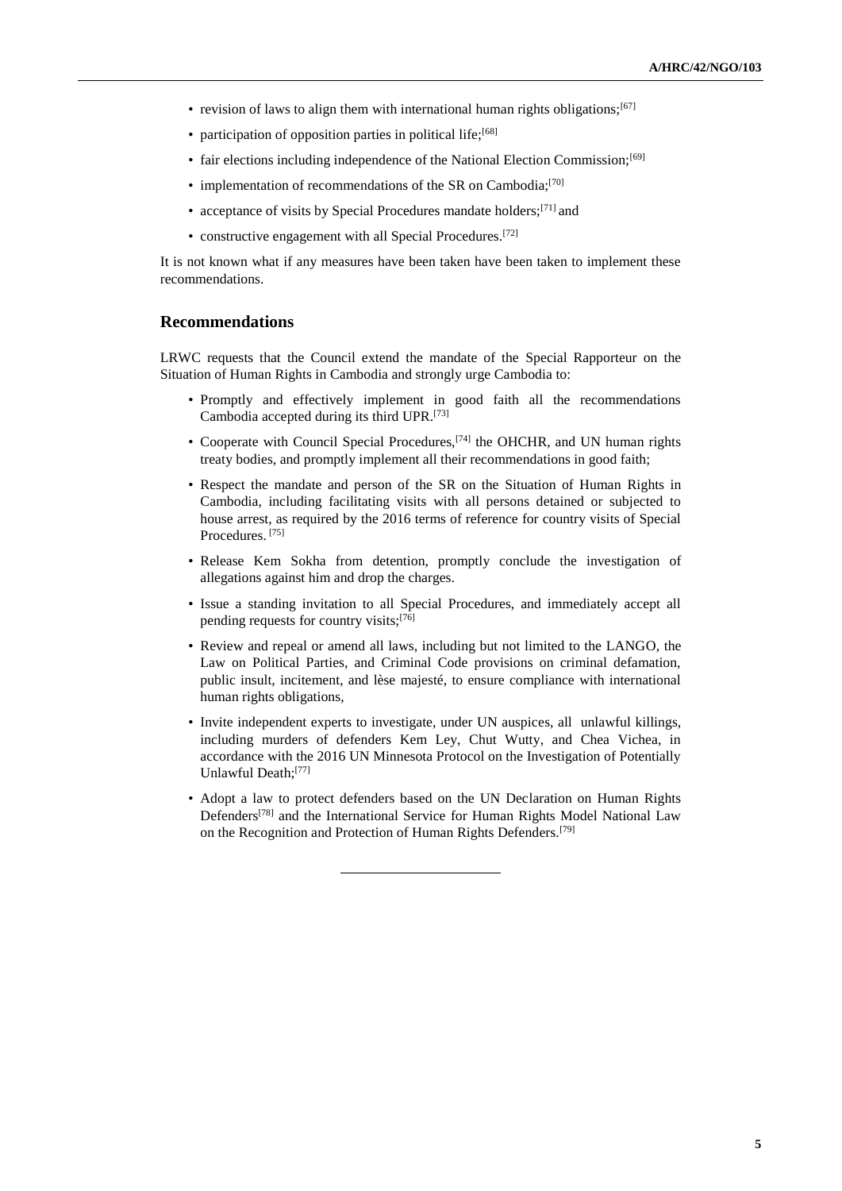- revision of laws to align them with international human rights obligations;[67]
- participation of opposition parties in political life;[68]
- fair elections including independence of the National Election Commission;[69]
- implementation of recommendations of the SR on Cambodia;[70]
- acceptance of visits by Special Procedures mandate holders;[71] and
- constructive engagement with all Special Procedures.[72]

It is not known what if any measures have been taken have been taken to implement these recommendations.

## Recommendations

LRWC requests that the Council extend the mandate of the Special Rapporteur on the Situation of Human Rights in Cambodia and strongly urge Cambodia to:

- Promptly and effectively implement in good faith all the recommendations Cambodia accepted during its third UPR.[73]
- Cooperate with Council Special Procedures,[74] the OHCHR, and UN human rights treaty bodies, and promptly implement all their recommendations in good faith;
- Respect the mandate and person of the SR on the Situation of Human Rights in Cambodia, including facilitating visits with all persons detained or subjected to house arrest, as required by the 2016 terms of reference for country visits of Special Procedures. [75]
- Release Kem Sokha from detention, promptly conclude the investigation of allegations against him and drop the charges.
- Issue a standing invitation to all Special Procedures, and immediately accept all pending requests for country visits;[76]
- Review and repeal or amend all laws, including but not limited to the LANGO, the Law on Political Parties, and Criminal Code provisions on criminal defamation, public insult, incitement, and lèse majesté, to ensure compliance with international human rights obligations,
- Invite independent experts to investigate, under UN auspices, all unlawful killings, including murders of defenders Kem Ley, Chut Wutty, and Chea Vichea, in accordance with the 2016 UN Minnesota Protocol on the Investigation of Potentially Unlawful Death;[77]
- Adopt a law to protect defenders based on the UN Declaration on Human Rights Defenders[78] and the International Service for Human Rights Model National Law on the Recognition and Protection of Human Rights Defenders.[79]